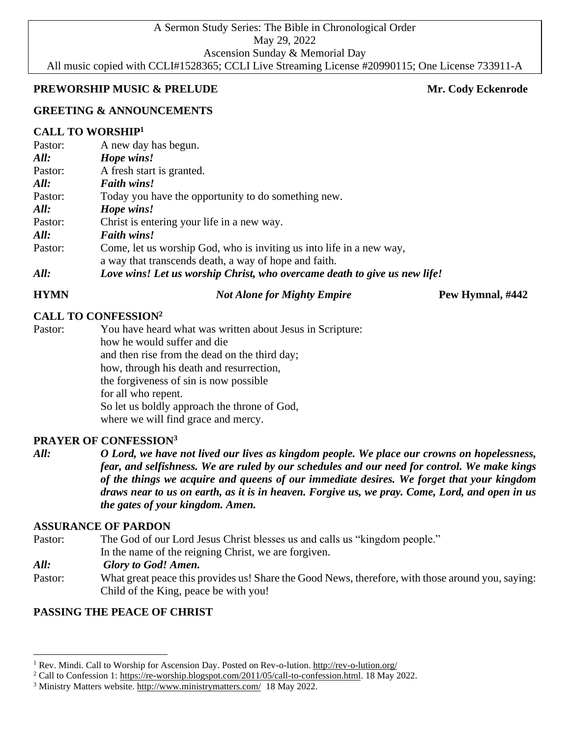A Sermon Study Series: The Bible in Chronological Order
May 29, 2022
Ascension Sunday & Memorial Day
All music copied with CCLI#1528365; CCLI Live Streaming License #20990115; One License 733911-A

**PREWORSHIP MUSIC & PRELUDE** **Mr. Cody Eckenrode**

**GREETING & ANNOUNCEMENTS**

**CALL TO WORSHIP**[1]

Pastor: A new day has begun.
***All: Hope wins!***
Pastor: A fresh start is granted.
***All: Faith wins!***
Pastor: Today you have the opportunity to do something new.
***All: Hope wins!***
Pastor: Christ is entering your life in a new way.
***All: Faith wins!***
Pastor: Come, let us worship God, who is inviting us into life in a new way, a way that transcends death, a way of hope and faith.
***All: Love wins! Let us worship Christ, who overcame death to give us new life!***

**HYMN** *Not Alone for Mighty Empire* **Pew Hymnal, #442**

**CALL TO CONFESSION**[2]

Pastor: You have heard what was written about Jesus in Scripture:
how he would suffer and die
and then rise from the dead on the third day;
how, through his death and resurrection,
the forgiveness of sin is now possible
for all who repent.
So let us boldly approach the throne of God,
where we will find grace and mercy.

**PRAYER OF CONFESSION**[3]

***All: O Lord, we have not lived our lives as kingdom people. We place our crowns on hopelessness, fear, and selfishness. We are ruled by our schedules and our need for control. We make kings of the things we acquire and queens of our immediate desires. We forget that your kingdom draws near to us on earth, as it is in heaven. Forgive us, we pray. Come, Lord, and open in us the gates of your kingdom. Amen.***

**ASSURANCE OF PARDON**

Pastor: The God of our Lord Jesus Christ blesses us and calls us "kingdom people."
In the name of the reigning Christ, we are forgiven.
***All: Glory to God! Amen.***
Pastor: What great peace this provides us! Share the Good News, therefore, with those around you, saying: Child of the King, peace be with you!

**PASSING THE PEACE OF CHRIST**

---

[1] Rev. Mindi. Call to Worship for Ascension Day. Posted on Rev-o-lution. http://rev-o-lution.org/

[2] Call to Confession 1: https://re-worship.blogspot.com/2011/05/call-to-confession.html. 18 May 2022.

[3] Ministry Matters website. http://www.ministrymatters.com/ 18 May 2022.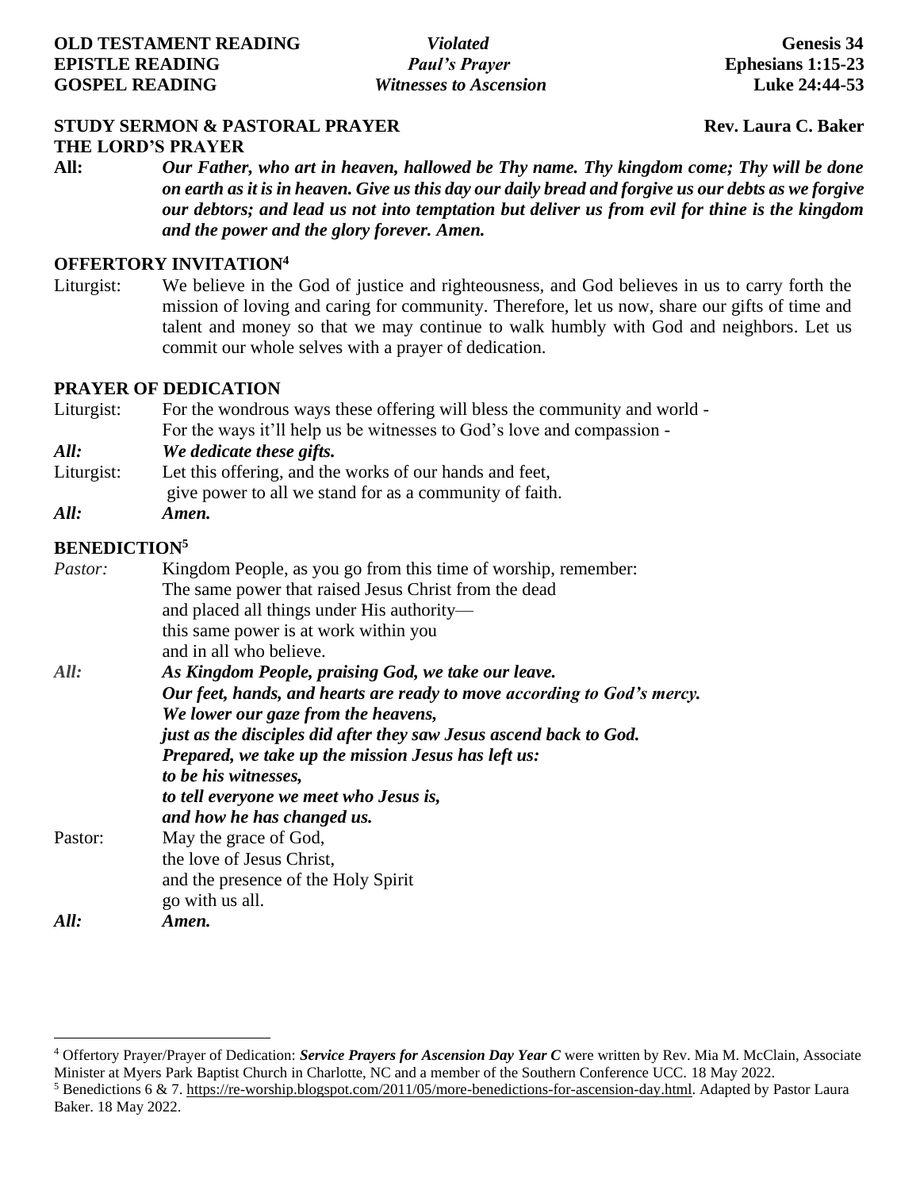| **OLD TESTAMENT READING** | ***Violated*** | **Genesis 34** |
| --- | --- | --- |
| **EPISTLE READING** | ***Paul's Prayer*** | **Ephesians 1:15-23** |
| **GOSPEL READING** | ***Witnesses to Ascension*** | **Luke 24:44-53** |

**STUDY SERMON & PASTORAL PRAYER** — **Rev. Laura C. Baker**

**THE LORD'S PRAYER**

**All:** ***Our Father, who art in heaven, hallowed be Thy name. Thy kingdom come; Thy will be done on earth as it is in heaven. Give us this day our daily bread and forgive us our debts as we forgive our debtors; and lead us not into temptation but deliver us from evil for thine is the kingdom and the power and the glory forever. Amen.***

## OFFERTORY INVITATION[4]

Liturgist: We believe in the God of justice and righteousness, and God believes in us to carry forth the mission of loving and caring for community. Therefore, let us now, share our gifts of time and talent and money so that we may continue to walk humbly with God and neighbors. Let us commit our whole selves with a prayer of dedication.

## PRAYER OF DEDICATION

Liturgist: For the wondrous ways these offering will bless the community and world -
For the ways it'll help us be witnesses to God's love and compassion -

***All:*** ***We dedicate these gifts.***

Liturgist: Let this offering, and the works of our hands and feet,
give power to all we stand for as a community of faith.

***All:*** ***Amen.***

## BENEDICTION[5]

*Pastor:* Kingdom People, as you go from this time of worship, remember:
The same power that raised Jesus Christ from the dead
and placed all things under His authority—
this same power is at work within you
and in all who believe.

***All:*** ***As Kingdom People, praising God, we take our leave.***
***Our feet, hands, and hearts are ready to move according to God's mercy.***
***We lower our gaze from the heavens,***
***just as the disciples did after they saw Jesus ascend back to God.***
***Prepared, we take up the mission Jesus has left us:***
***to be his witnesses,***
***to tell everyone we meet who Jesus is,***
***and how he has changed us.***

Pastor: May the grace of God,
the love of Jesus Christ,
and the presence of the Holy Spirit
go with us all.

***All:*** ***Amen.***

---

[4] Offertory Prayer/Prayer of Dedication: ***Service Prayers for Ascension Day Year C*** were written by Rev. Mia M. McClain, Associate Minister at Myers Park Baptist Church in Charlotte, NC and a member of the Southern Conference UCC. 18 May 2022.

[5] Benedictions 6 & 7. https://re-worship.blogspot.com/2011/05/more-benedictions-for-ascension-day.html. Adapted by Pastor Laura Baker. 18 May 2022.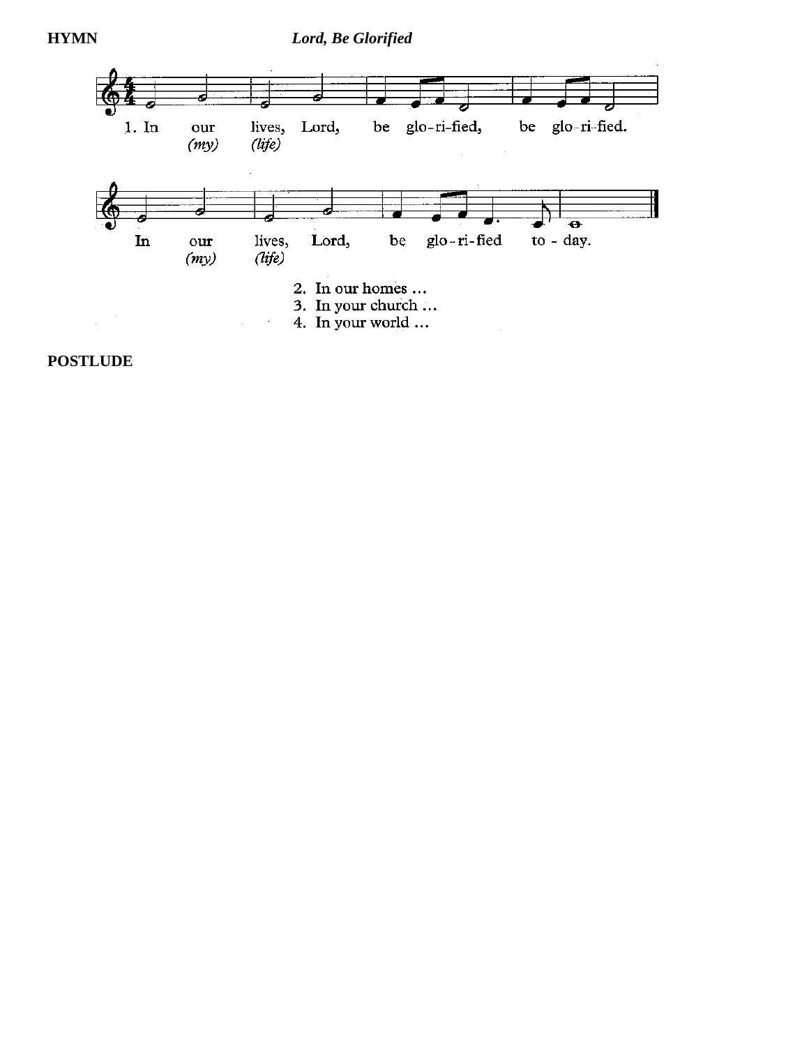**HYMN** *Lord, Be Glorified*

1. In our lives, Lord, be glo-ri-fied, be glo-ri-fied.
(my) (life)

In our lives, Lord, be glo-ri-fied to - day.
(my) (life)

2. In our homes …
3. In your church …
4. In your world …

**POSTLUDE**